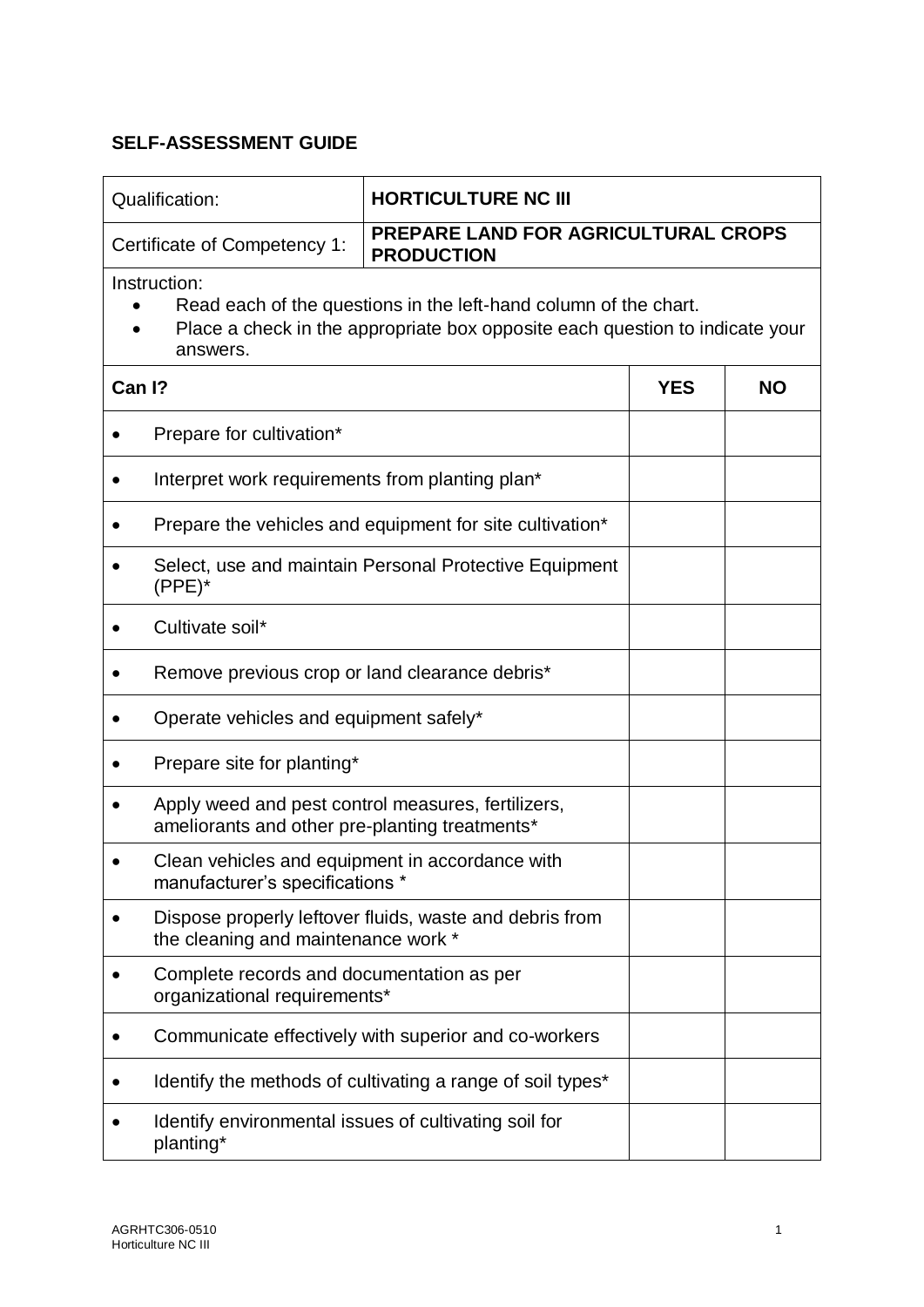**SELF-ASSESSMENT GUIDE**

| Qualification: | **HORTICULTURE NC III** | | |
|---|---|---|---|
| Certificate of Competency 1: | **PREPARE LAND FOR AGRICULTURAL CROPS PRODUCTION** | | |

Instruction:

- Read each of the questions in the left-hand column of the chart.
- Place a check in the appropriate box opposite each question to indicate your answers.

| **Can I?** | **YES** | **NO** |
|---|---|---|
| • Prepare for cultivation* | | |
| • Interpret work requirements from planting plan* | | |
| • Prepare the vehicles and equipment for site cultivation* | | |
| • Select, use and maintain Personal Protective Equipment (PPE)* | | |
| • Cultivate soil* | | |
| • Remove previous crop or land clearance debris* | | |
| • Operate vehicles and equipment safely* | | |
| • Prepare site for planting* | | |
| • Apply weed and pest control measures, fertilizers, ameliorants and other pre-planting treatments* | | |
| • Clean vehicles and equipment in accordance with manufacturer's specifications * | | |
| • Dispose properly leftover fluids, waste and debris from the cleaning and maintenance work * | | |
| • Complete records and documentation as per organizational requirements* | | |
| • Communicate effectively with superior and co-workers | | |
| • Identify the methods of cultivating a range of soil types* | | |
| • Identify environmental issues of cultivating soil for planting* | | |

AGRHTC306-0510
Horticulture NC III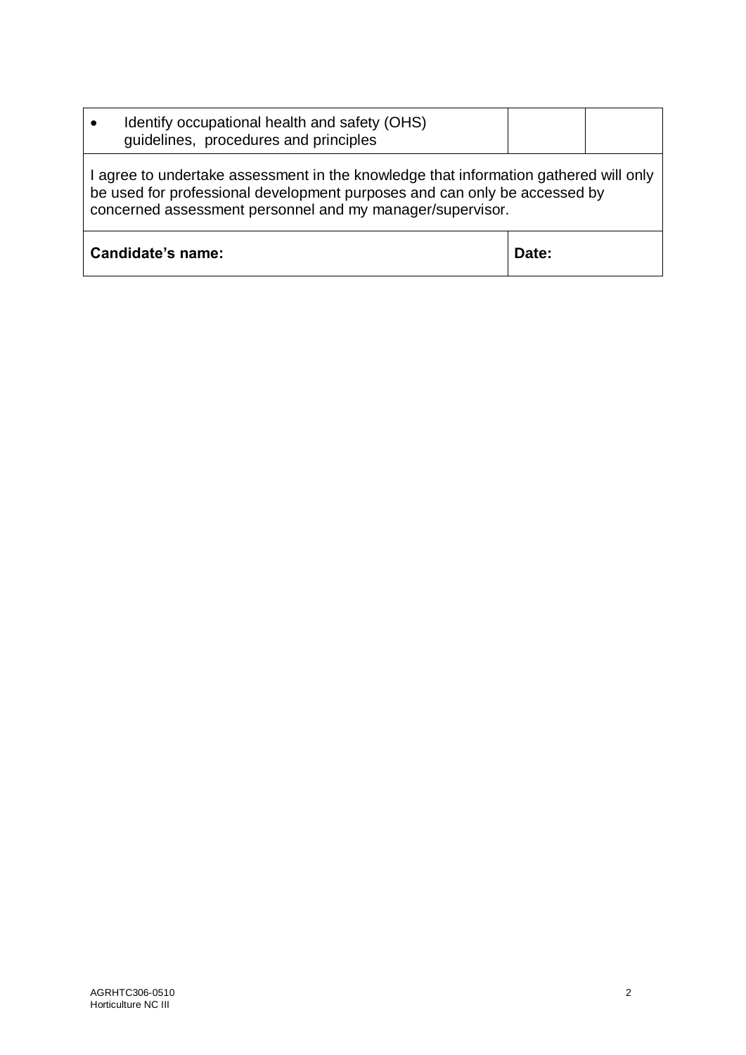| | | |
|---|---|---|
| • Identify occupational health and safety (OHS) guidelines, procedures and principles | | |
| I agree to undertake assessment in the knowledge that information gathered will only be used for professional development purposes and can only be accessed by concerned assessment personnel and my manager/supervisor. | | |
| **Candidate's name:** | **Date:** | |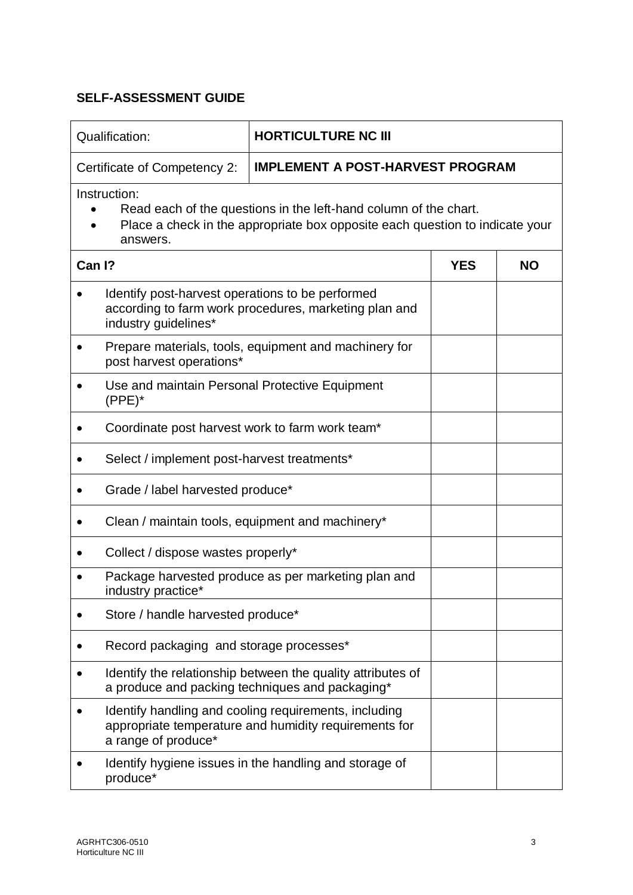**SELF-ASSESSMENT GUIDE**

| Qualification: | **HORTICULTURE NC III** | | |
|---|---|---|---|
| Certificate of Competency 2: | **IMPLEMENT A POST-HARVEST PROGRAM** | | |
| Instruction:<br>• Read each of the questions in the left-hand column of the chart.<br>• Place a check in the appropriate box opposite each question to indicate your answers. | | | |
| **Can I?** | | **YES** | **NO** |
| • Identify post-harvest operations to be performed according to farm work procedures, marketing plan and industry guidelines* | | | |
| • Prepare materials, tools, equipment and machinery for post harvest operations* | | | |
| • Use and maintain Personal Protective Equipment (PPE)* | | | |
| • Coordinate post harvest work to farm work team* | | | |
| • Select / implement post-harvest treatments* | | | |
| • Grade / label harvested produce* | | | |
| • Clean / maintain tools, equipment and machinery* | | | |
| • Collect / dispose wastes properly* | | | |
| • Package harvested produce as per marketing plan and industry practice* | | | |
| • Store / handle harvested produce* | | | |
| • Record packaging and storage processes* | | | |
| • Identify the relationship between the quality attributes of a produce and packing techniques and packaging* | | | |
| • Identify handling and cooling requirements, including appropriate temperature and humidity requirements for a range of produce* | | | |
| • Identify hygiene issues in the handling and storage of produce* | | | |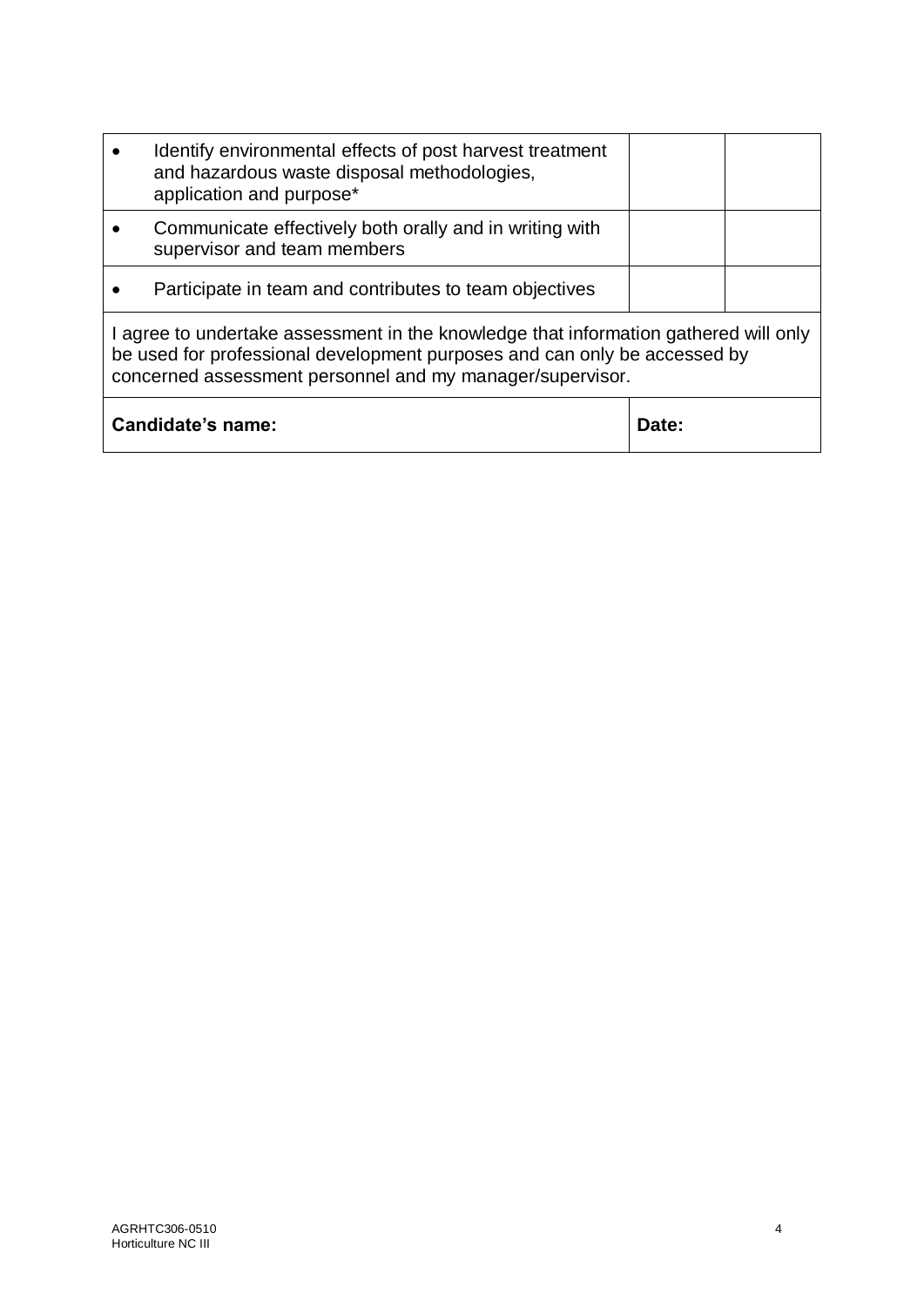| | | |
|---|---|---|
| • Identify environmental effects of post harvest treatment and hazardous waste disposal methodologies, application and purpose* | | |
| • Communicate effectively both orally and in writing with supervisor and team members | | |
| • Participate in team and contributes to team objectives | | |
| I agree to undertake assessment in the knowledge that information gathered will only be used for professional development purposes and can only be accessed by concerned assessment personnel and my manager/supervisor. | | |
| **Candidate's name:** | **Date:** | |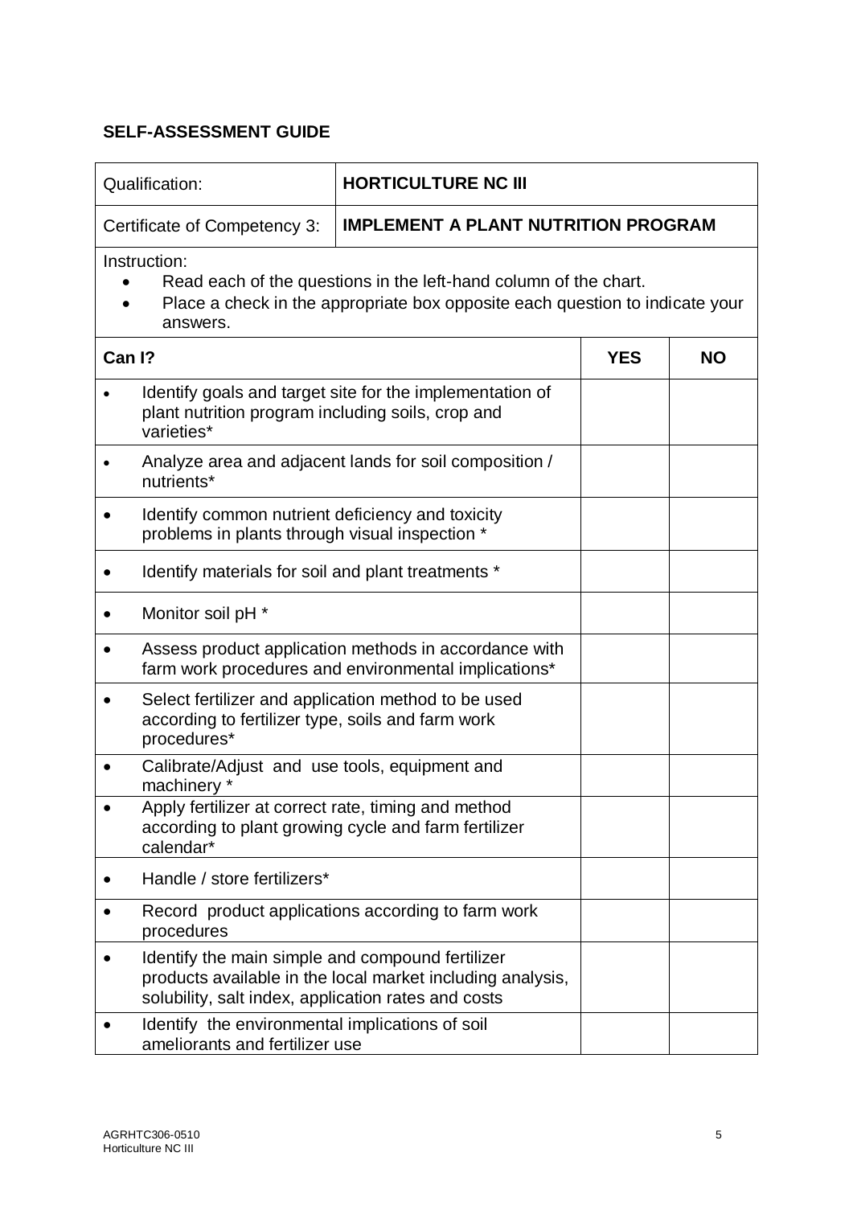## SELF-ASSESSMENT GUIDE

| Qualification: | HORTICULTURE NC III |
|---|---|
| Certificate of Competency 3: | IMPLEMENT A PLANT NUTRITION PROGRAM |

Instruction:

- Read each of the questions in the left-hand column of the chart.
- Place a check in the appropriate box opposite each question to indicate your answers.

| Can I? | YES | NO |
|---|---|---|
| • Identify goals and target site for the implementation of plant nutrition program including soils, crop and varieties* | | |
| • Analyze area and adjacent lands for soil composition / nutrients* | | |
| • Identify common nutrient deficiency and toxicity problems in plants through visual inspection * | | |
| • Identify materials for soil and plant treatments * | | |
| • Monitor soil pH * | | |
| • Assess product application methods in accordance with farm work procedures and environmental implications* | | |
| • Select fertilizer and application method to be used according to fertilizer type, soils and farm work procedures* | | |
| • Calibrate/Adjust and use tools, equipment and machinery * | | |
| • Apply fertilizer at correct rate, timing and method according to plant growing cycle and farm fertilizer calendar* | | |
| • Handle / store fertilizers* | | |
| • Record product applications according to farm work procedures | | |
| • Identify the main simple and compound fertilizer products available in the local market including analysis, solubility, salt index, application rates and costs | | |
| • Identify the environmental implications of soil ameliorants and fertilizer use | | |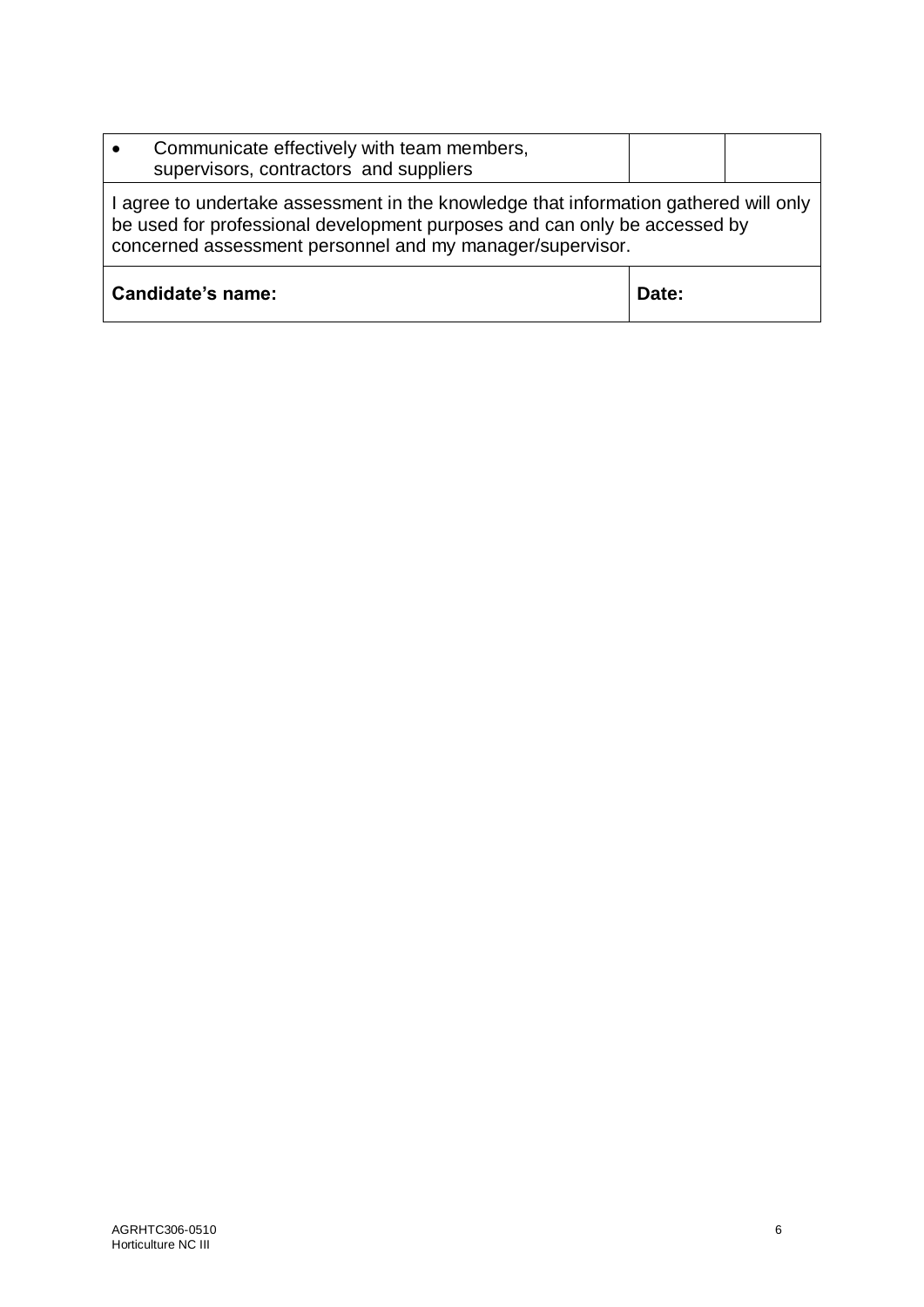| • Communicate effectively with team members, supervisors, contractors and suppliers | | |
|---|---|---|
| I agree to undertake assessment in the knowledge that information gathered will only be used for professional development purposes and can only be accessed by concerned assessment personnel and my manager/supervisor. | | |
| **Candidate's name:** | **Date:** | |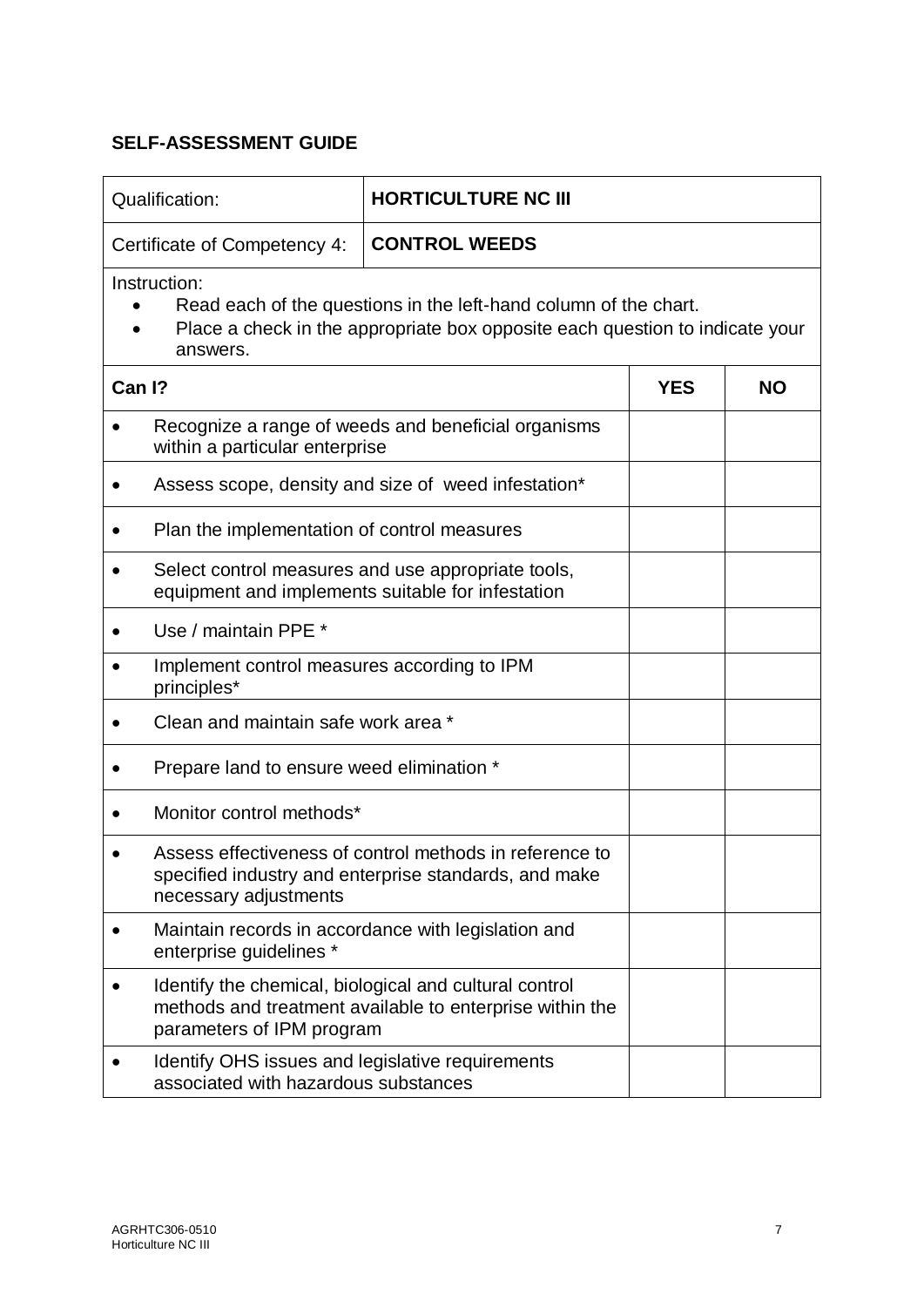**SELF-ASSESSMENT GUIDE**

| Qualification: | **HORTICULTURE NC III** |
|---|---|
| Certificate of Competency 4: | **CONTROL WEEDS** |

Instruction:

- Read each of the questions in the left-hand column of the chart.
- Place a check in the appropriate box opposite each question to indicate your answers.

| **Can I?** | **YES** | **NO** |
|---|---|---|
| • Recognize a range of weeds and beneficial organisms within a particular enterprise | | |
| • Assess scope, density and size of weed infestation* | | |
| • Plan the implementation of control measures | | |
| • Select control measures and use appropriate tools, equipment and implements suitable for infestation | | |
| • Use / maintain PPE * | | |
| • Implement control measures according to IPM principles* | | |
| • Clean and maintain safe work area * | | |
| • Prepare land to ensure weed elimination * | | |
| • Monitor control methods* | | |
| • Assess effectiveness of control methods in reference to specified industry and enterprise standards, and make necessary adjustments | | |
| • Maintain records in accordance with legislation and enterprise guidelines * | | |
| • Identify the chemical, biological and cultural control methods and treatment available to enterprise within the parameters of IPM program | | |
| • Identify OHS issues and legislative requirements associated with hazardous substances | | |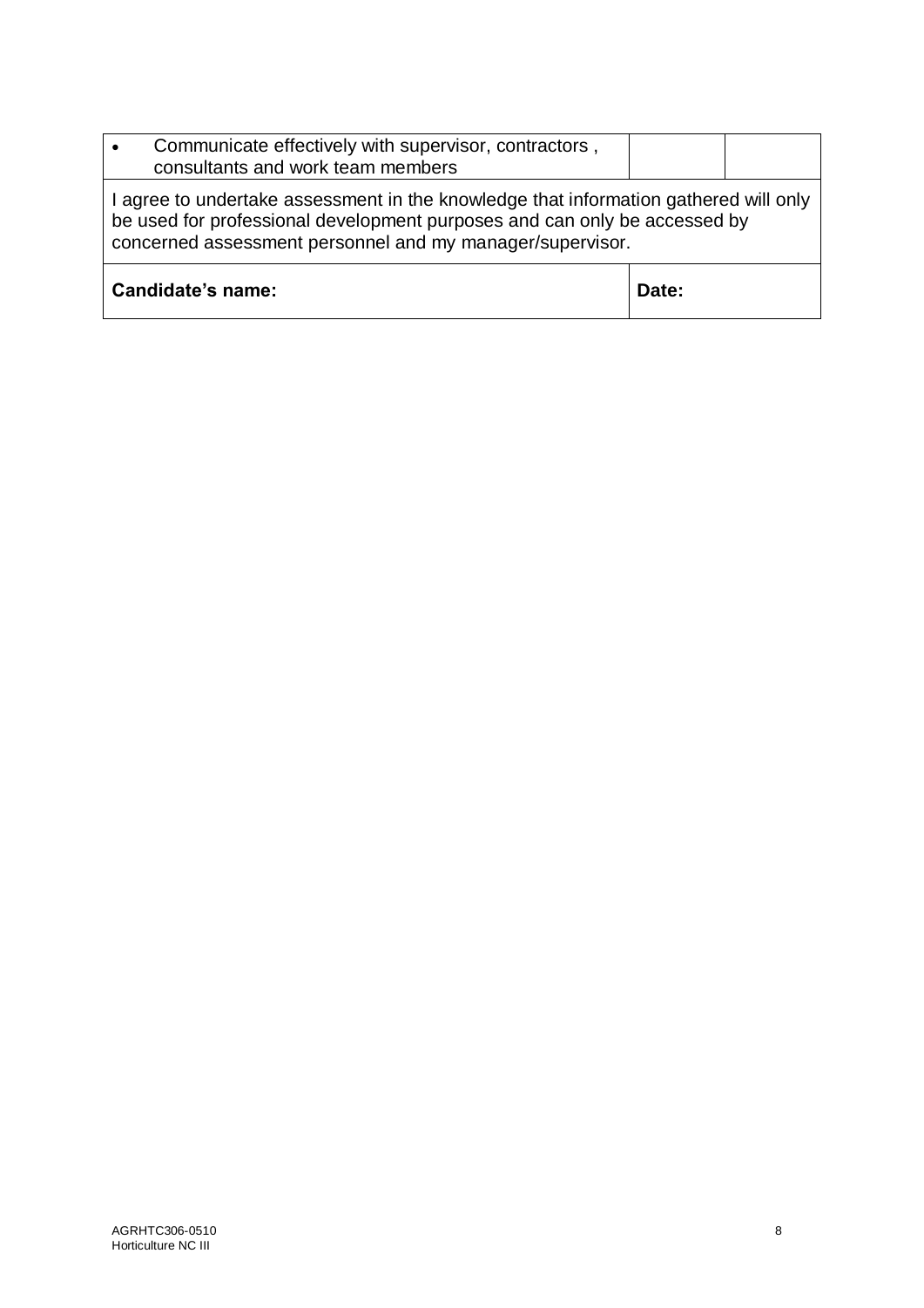| | | |
|---|---|---|
| • Communicate effectively with supervisor, contractors , consultants and work team members | | |
| I agree to undertake assessment in the knowledge that information gathered will only be used for professional development purposes and can only be accessed by concerned assessment personnel and my manager/supervisor. | | |
| **Candidate's name:** | **Date:** | |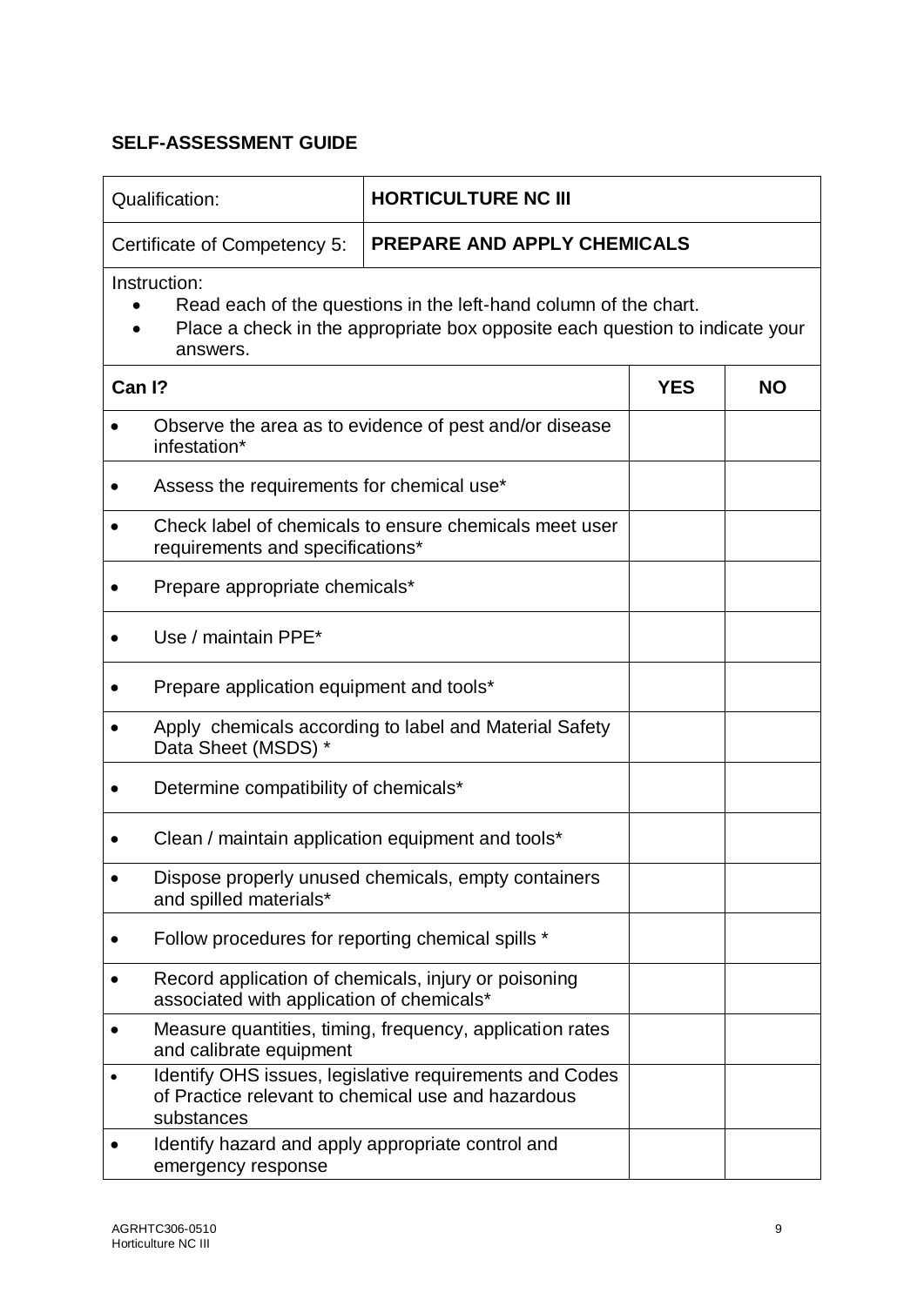**SELF-ASSESSMENT GUIDE**

| Qualification: | **HORTICULTURE NC III** |
|---|---|
| Certificate of Competency 5: | **PREPARE AND APPLY CHEMICALS** |

Instruction:

- Read each of the questions in the left-hand column of the chart.
- Place a check in the appropriate box opposite each question to indicate your answers.

| **Can I?** | **YES** | **NO** |
|---|---|---|
| • Observe the area as to evidence of pest and/or disease infestation* | | |
| • Assess the requirements for chemical use* | | |
| • Check label of chemicals to ensure chemicals meet user requirements and specifications* | | |
| • Prepare appropriate chemicals* | | |
| • Use / maintain PPE* | | |
| • Prepare application equipment and tools* | | |
| • Apply chemicals according to label and Material Safety Data Sheet (MSDS) * | | |
| • Determine compatibility of chemicals* | | |
| • Clean / maintain application equipment and tools* | | |
| • Dispose properly unused chemicals, empty containers and spilled materials* | | |
| • Follow procedures for reporting chemical spills * | | |
| • Record application of chemicals, injury or poisoning associated with application of chemicals* | | |
| • Measure quantities, timing, frequency, application rates and calibrate equipment | | |
| • Identify OHS issues, legislative requirements and Codes of Practice relevant to chemical use and hazardous substances | | |
| • Identify hazard and apply appropriate control and emergency response | | |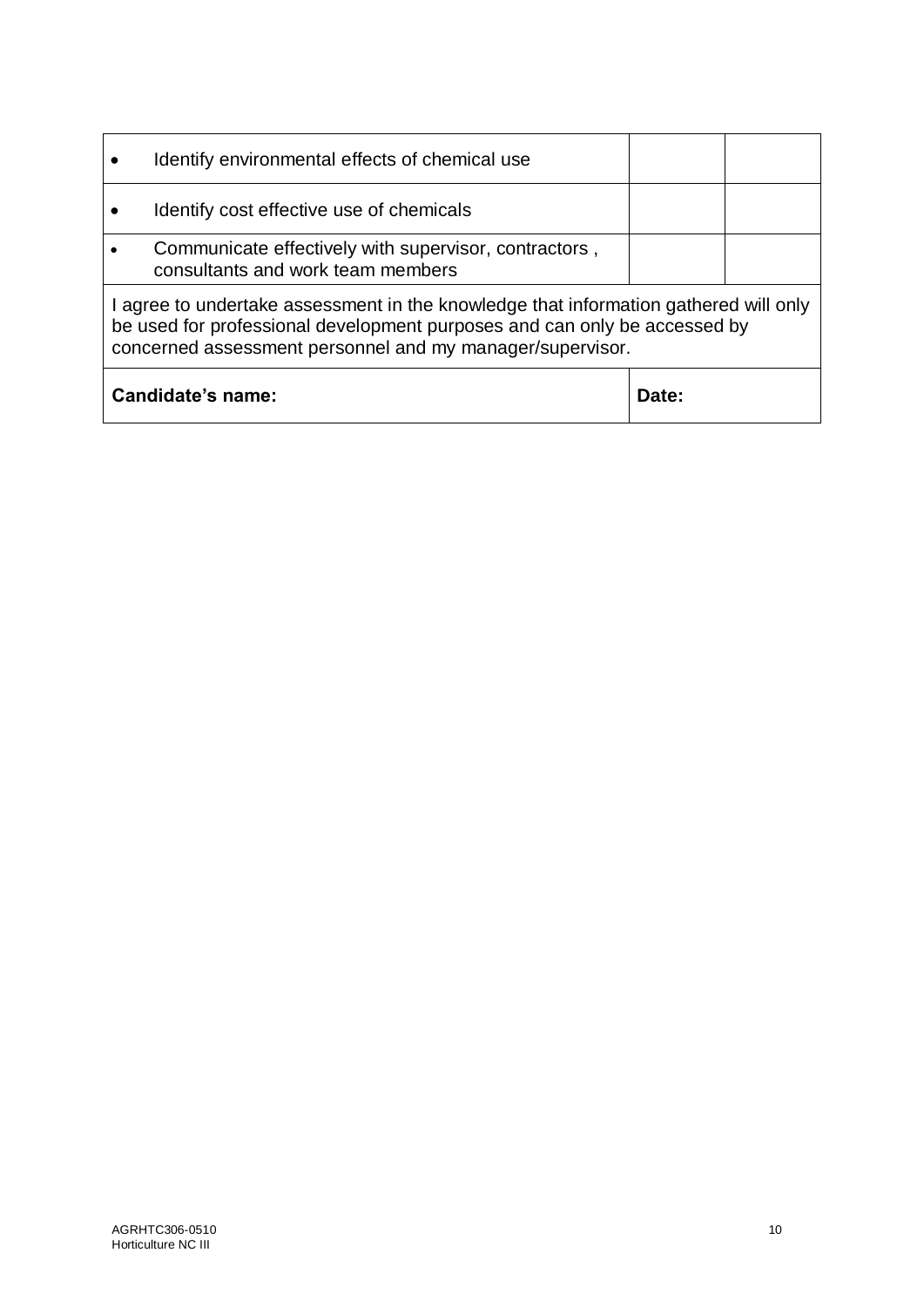| | | |
|---|---|---|
| • Identify environmental effects of chemical use | | |
| • Identify cost effective use of chemicals | | |
| • Communicate effectively with supervisor, contractors , consultants and work team members | | |
| I agree to undertake assessment in the knowledge that information gathered will only be used for professional development purposes and can only be accessed by concerned assessment personnel and my manager/supervisor. | | |
| **Candidate's name:** | **Date:** | |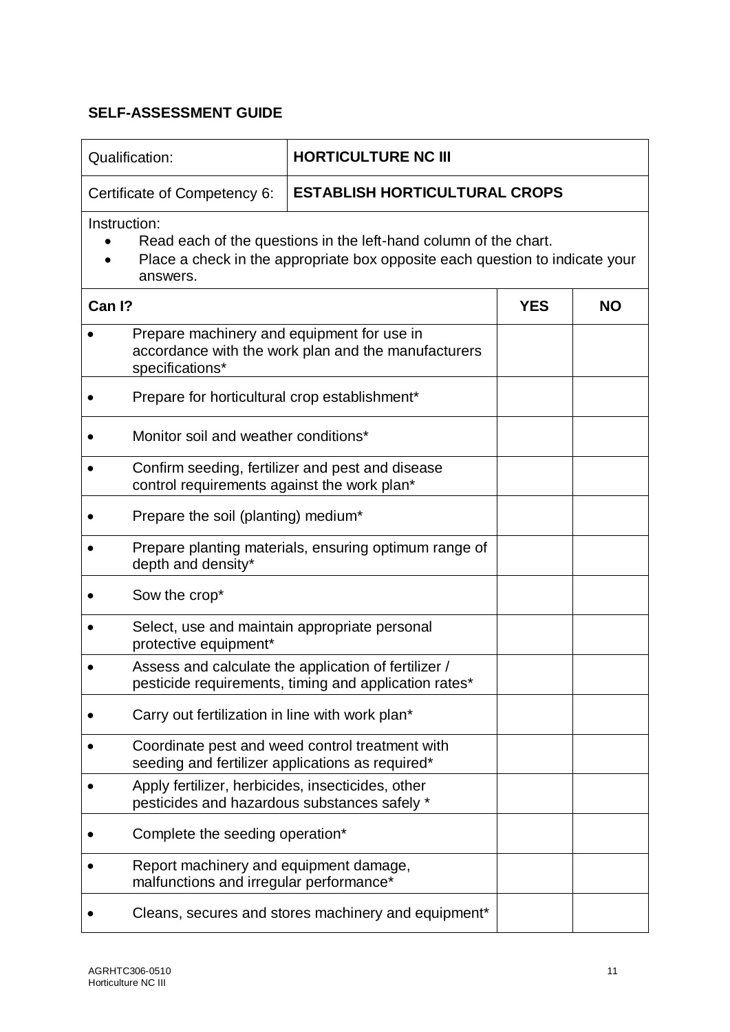**SELF-ASSESSMENT GUIDE**

| Qualification: | **HORTICULTURE NC III** | | |
|---|---|---|---|
| Certificate of Competency 6: | **ESTABLISH HORTICULTURAL CROPS** | | |
| Instruction:<br>• Read each of the questions in the left-hand column of the chart.<br>• Place a check in the appropriate box opposite each question to indicate your answers. | | | |
| **Can I?** | | **YES** | **NO** |
| • Prepare machinery and equipment for use in accordance with the work plan and the manufacturers specifications* | | | |
| • Prepare for horticultural crop establishment* | | | |
| • Monitor soil and weather conditions* | | | |
| • Confirm seeding, fertilizer and pest and disease control requirements against the work plan* | | | |
| • Prepare the soil (planting) medium* | | | |
| • Prepare planting materials, ensuring optimum range of depth and density* | | | |
| • Sow the crop* | | | |
| • Select, use and maintain appropriate personal protective equipment* | | | |
| • Assess and calculate the application of fertilizer / pesticide requirements, timing and application rates* | | | |
| • Carry out fertilization in line with work plan* | | | |
| • Coordinate pest and weed control treatment with seeding and fertilizer applications as required* | | | |
| • Apply fertilizer, herbicides, insecticides, other pesticides and hazardous substances safely * | | | |
| • Complete the seeding operation* | | | |
| • Report machinery and equipment damage, malfunctions and irregular performance* | | | |
| • Cleans, secures and stores machinery and equipment* | | | |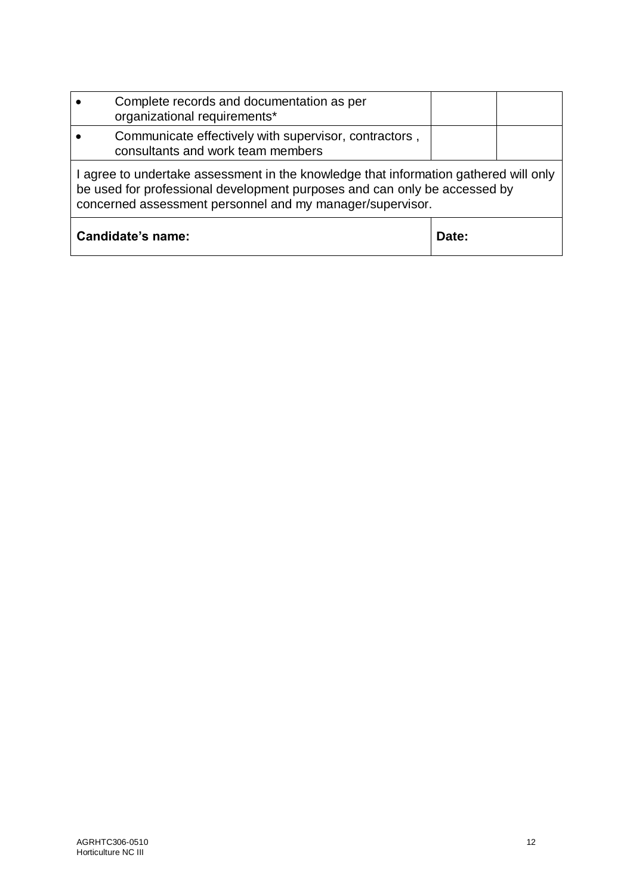| | | | |
|---|---|---|---|
| • | Complete records and documentation as per organizational requirements* | | |
| • | Communicate effectively with supervisor, contractors , consultants and work team members | | |
| I agree to undertake assessment in the knowledge that information gathered will only be used for professional development purposes and can only be accessed by concerned assessment personnel and my manager/supervisor. | | | |
| **Candidate's name:** | | **Date:** | |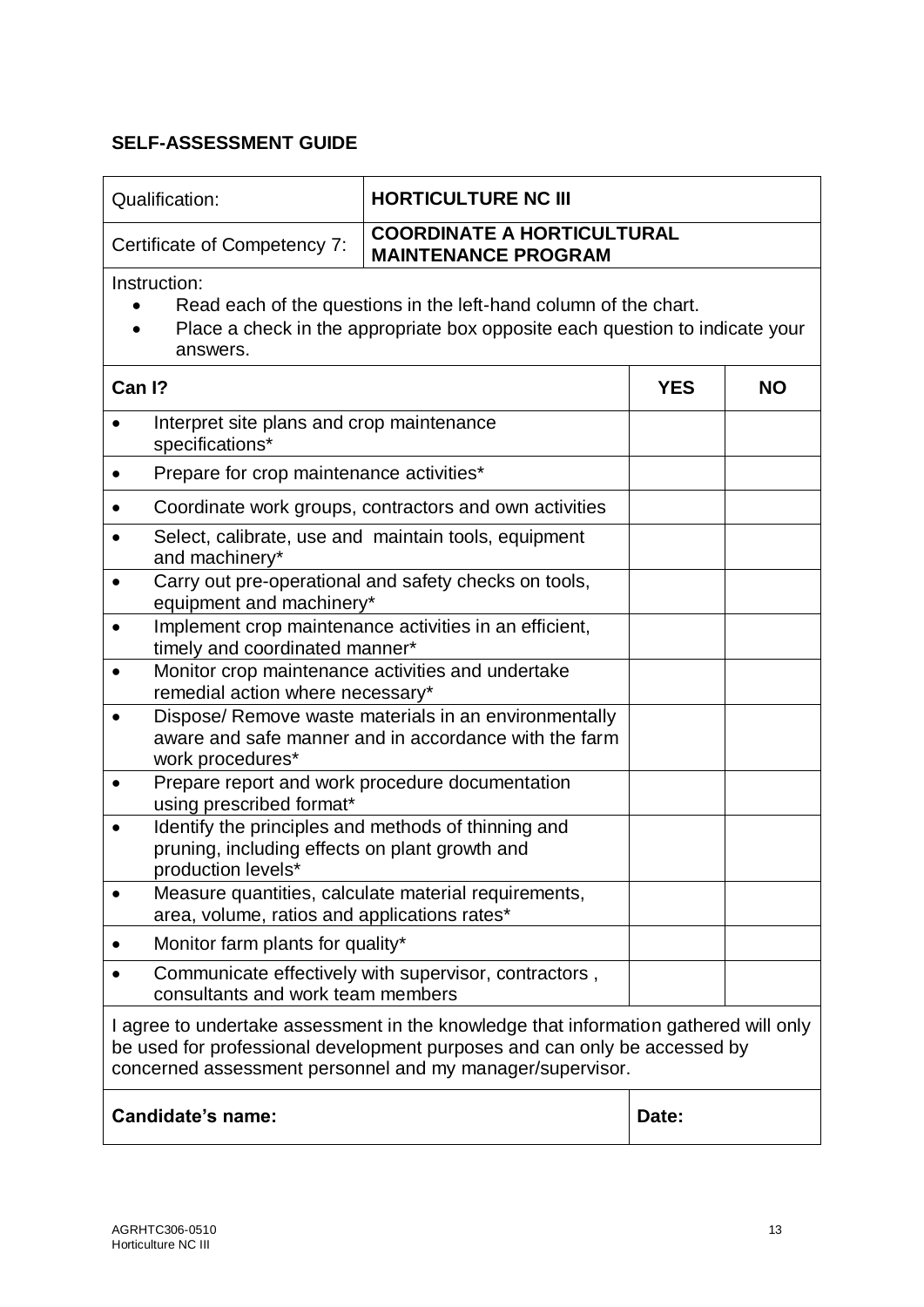**SELF-ASSESSMENT GUIDE**

| Qualification: | **HORTICULTURE NC III** | | |
|---|---|---|---|
| Certificate of Competency 7: | **COORDINATE A HORTICULTURAL MAINTENANCE PROGRAM** | | |
| Instruction:<br>• Read each of the questions in the left-hand column of the chart.<br>• Place a check in the appropriate box opposite each question to indicate your answers. | | | |
| **Can I?** | | **YES** | **NO** |
| • Interpret site plans and crop maintenance specifications* | | | |
| • Prepare for crop maintenance activities* | | | |
| • Coordinate work groups, contractors and own activities | | | |
| • Select, calibrate, use and maintain tools, equipment and machinery* | | | |
| • Carry out pre-operational and safety checks on tools, equipment and machinery* | | | |
| • Implement crop maintenance activities in an efficient, timely and coordinated manner* | | | |
| • Monitor crop maintenance activities and undertake remedial action where necessary* | | | |
| • Dispose/ Remove waste materials in an environmentally aware and safe manner and in accordance with the farm work procedures* | | | |
| • Prepare report and work procedure documentation using prescribed format* | | | |
| • Identify the principles and methods of thinning and pruning, including effects on plant growth and production levels* | | | |
| • Measure quantities, calculate material requirements, area, volume, ratios and applications rates* | | | |
| • Monitor farm plants for quality* | | | |
| • Communicate effectively with supervisor, contractors , consultants and work team members | | | |
| I agree to undertake assessment in the knowledge that information gathered will only be used for professional development purposes and can only be accessed by concerned assessment personnel and my manager/supervisor. | | | |
| **Candidate's name:** | | **Date:** | |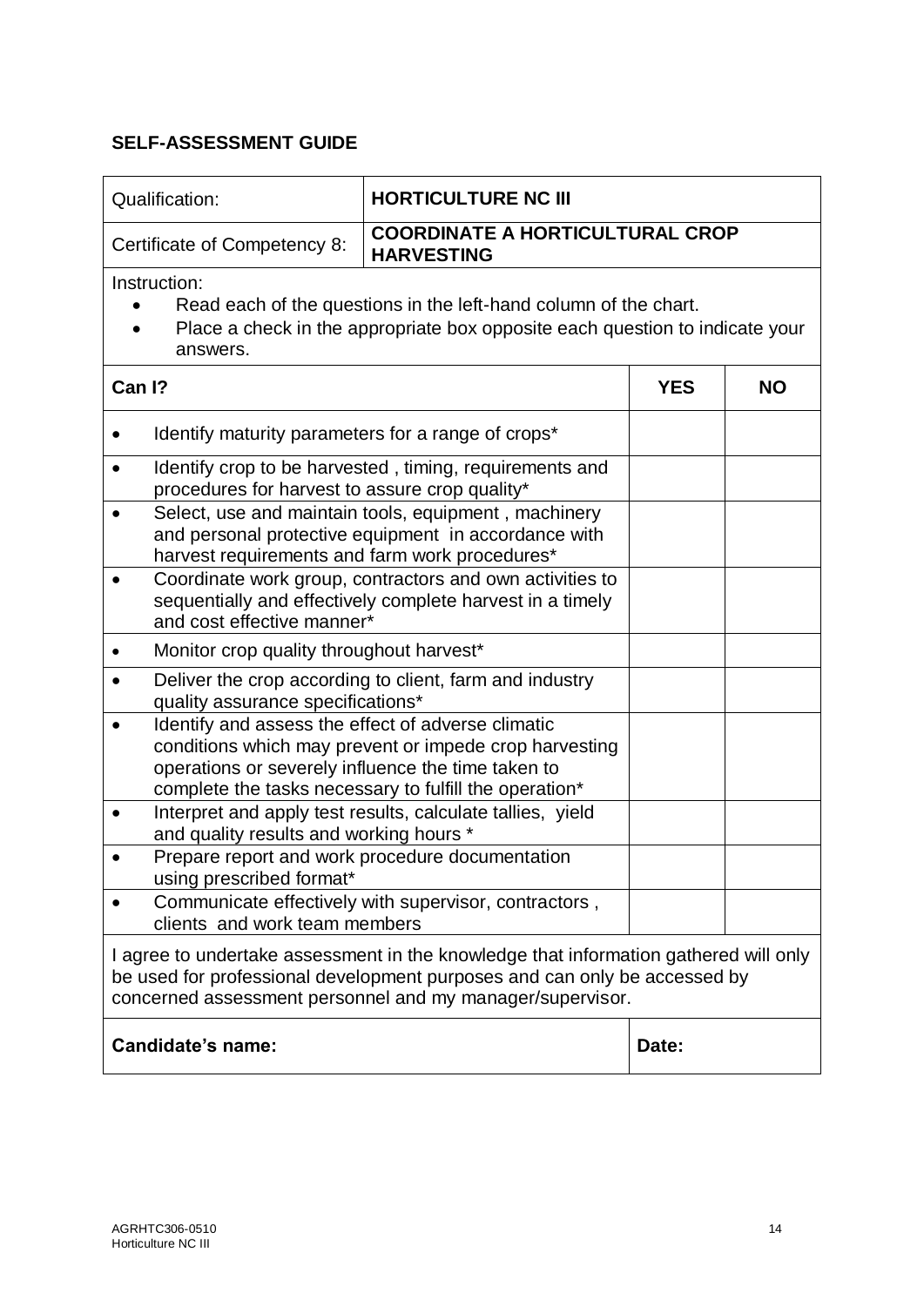**SELF-ASSESSMENT GUIDE**

| Qualification: | **HORTICULTURE NC III** | |
|---|---|---|
| Certificate of Competency 8: | **COORDINATE A HORTICULTURAL CROP HARVESTING** | |

Instruction:

- Read each of the questions in the left-hand column of the chart.
- Place a check in the appropriate box opposite each question to indicate your answers.

| **Can I?** | **YES** | **NO** |
|---|---|---|
| • Identify maturity parameters for a range of crops* | | |
| • Identify crop to be harvested , timing, requirements and procedures for harvest to assure crop quality* | | |
| • Select, use and maintain tools, equipment , machinery and personal protective equipment in accordance with harvest requirements and farm work procedures* | | |
| • Coordinate work group, contractors and own activities to sequentially and effectively complete harvest in a timely and cost effective manner* | | |
| • Monitor crop quality throughout harvest* | | |
| • Deliver the crop according to client, farm and industry quality assurance specifications* | | |
| • Identify and assess the effect of adverse climatic conditions which may prevent or impede crop harvesting operations or severely influence the time taken to complete the tasks necessary to fulfill the operation* | | |
| • Interpret and apply test results, calculate tallies, yield and quality results and working hours * | | |
| • Prepare report and work procedure documentation using prescribed format* | | |
| • Communicate effectively with supervisor, contractors , clients and work team members | | |

I agree to undertake assessment in the knowledge that information gathered will only be used for professional development purposes and can only be accessed by concerned assessment personnel and my manager/supervisor.

| **Candidate's name:** | **Date:** |
|---|---|
| | |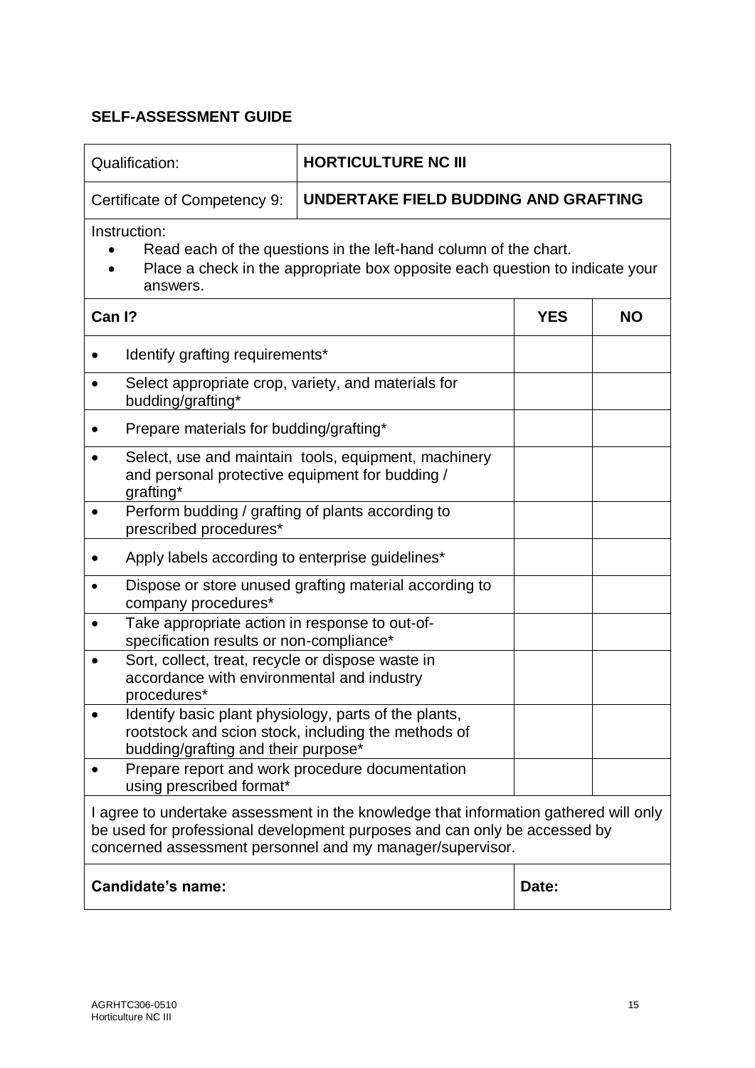## SELF-ASSESSMENT GUIDE

| Qualification: | HORTICULTURE NC III | | |
|---|---|---|---|
| Certificate of Competency 9: | **UNDERTAKE FIELD BUDDING AND GRAFTING** | | |
| Instruction:<br>• Read each of the questions in the left-hand column of the chart.<br>• Place a check in the appropriate box opposite each question to indicate your answers. | | | |
| **Can I?** | | **YES** | **NO** |
| • Identify grafting requirements* | | | |
| • Select appropriate crop, variety, and materials for budding/grafting* | | | |
| • Prepare materials for budding/grafting* | | | |
| • Select, use and maintain tools, equipment, machinery and personal protective equipment for budding / grafting* | | | |
| • Perform budding / grafting of plants according to prescribed procedures* | | | |
| • Apply labels according to enterprise guidelines* | | | |
| • Dispose or store unused grafting material according to company procedures* | | | |
| • Take appropriate action in response to out-of-specification results or non-compliance* | | | |
| • Sort, collect, treat, recycle or dispose waste in accordance with environmental and industry procedures* | | | |
| • Identify basic plant physiology, parts of the plants, rootstock and scion stock, including the methods of budding/grafting and their purpose* | | | |
| • Prepare report and work procedure documentation using prescribed format* | | | |
| I agree to undertake assessment in the knowledge that information gathered will only be used for professional development purposes and can only be accessed by concerned assessment personnel and my manager/supervisor. | | | |
| **Candidate's name:** | | **Date:** | |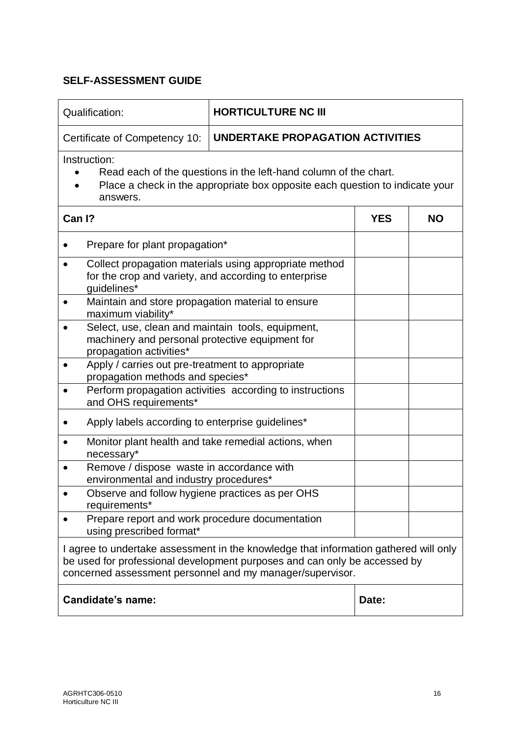**SELF-ASSESSMENT GUIDE**

| | | | |
|---|---|---|---|
| Qualification: | **HORTICULTURE NC III** | | |
| Certificate of Competency 10: | **UNDERTAKE PROPAGATION ACTIVITIES** | | |
| Instruction:<br>• Read each of the questions in the left-hand column of the chart.<br>• Place a check in the appropriate box opposite each question to indicate your answers. | | | |
| **Can I?** | | **YES** | **NO** |
| • Prepare for plant propagation* | | | |
| • Collect propagation materials using appropriate method for the crop and variety, and according to enterprise guidelines* | | | |
| • Maintain and store propagation material to ensure maximum viability* | | | |
| • Select, use, clean and maintain tools, equipment, machinery and personal protective equipment for propagation activities* | | | |
| • Apply / carries out pre-treatment to appropriate propagation methods and species* | | | |
| • Perform propagation activities according to instructions and OHS requirements* | | | |
| • Apply labels according to enterprise guidelines* | | | |
| • Monitor plant health and take remedial actions, when necessary* | | | |
| • Remove / dispose waste in accordance with environmental and industry procedures* | | | |
| • Observe and follow hygiene practices as per OHS requirements* | | | |
| • Prepare report and work procedure documentation using prescribed format* | | | |
| I agree to undertake assessment in the knowledge that information gathered will only be used for professional development purposes and can only be accessed by concerned assessment personnel and my manager/supervisor. | | | |
| **Candidate's name:** | | **Date:** | |